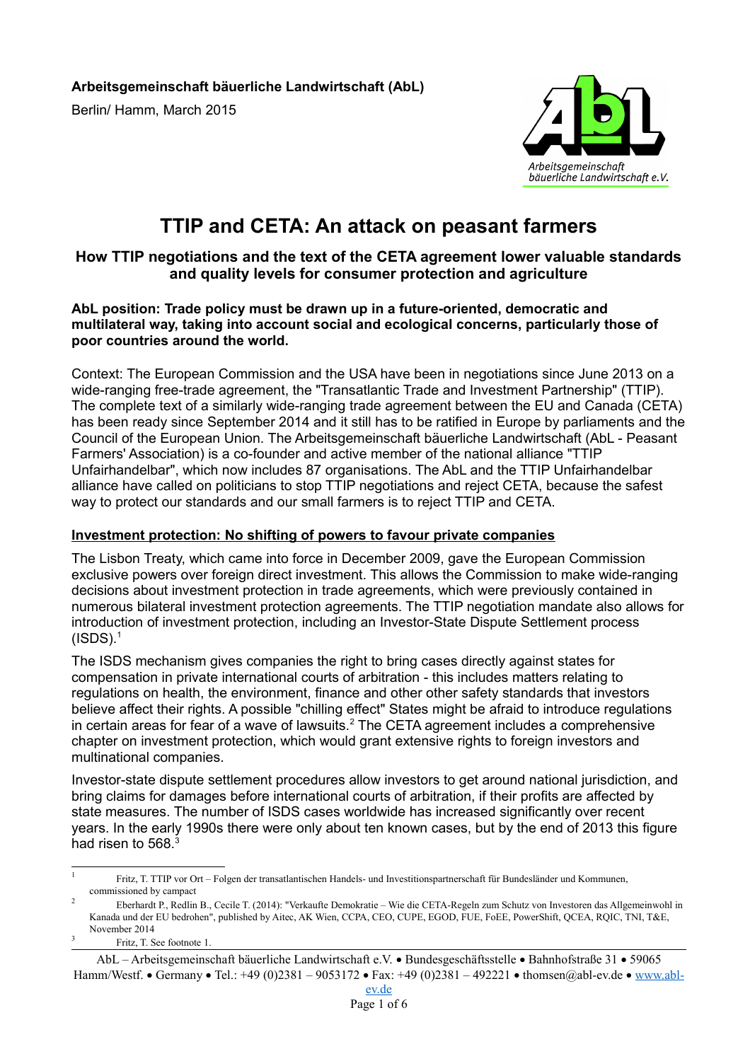**Arbeitsgemeinschaft bäuerliche Landwirtschaft (AbL)**

Berlin/ Hamm, March 2015

# TTIP and CETA: An attack on peasant farmers

### How TTIP negotiations and the text of the CETA agreement lower valuable standards and quality levels for consumer protection and agriculture

**AbL position: Trade policy must be drawn up in a future-oriented, democratic and multilateral way, taking into account social and ecological concerns, particularly those of poor countries around the world.**

Context: The European Commission and the USA have been in negotiations since June 2013 on a wide-ranging free-trade agreement, the "Transatlantic Trade and Investment Partnership" (TTIP). The complete text of a similarly wide-ranging trade agreement between the EU and Canada (CETA) has been ready since September 2014 and it still has to be ratified in Europe by parliaments and the Council of the European Union. The Arbeitsgemeinschaft bäuerliche Landwirtschaft (AbL - Peasant Farmers' Association) is a co-founder and active member of the national alliance "TTIP Unfairhandelbar", which now includes 87 organisations. The AbL and the TTIP Unfairhandelbar alliance have called on politicians to stop TTIP negotiations and reject CETA, because the safest way to protect our standards and our small farmers is to reject TTIP and CETA.

## Investment protection: No shifting of powers to favour private companies

The Lisbon Treaty, which came into force in December 2009, gave the European Commission exclusive powers over foreign direct investment. This allows the Commission to make wide-ranging decisions about investment protection in trade agreements, which were previously contained in numerous bilateral investment protection agreements. The TTIP negotiation mandate also allows for introduction of investment protection, including an Investor-State Dispute Settlement process (ISDS).[1]

The ISDS mechanism gives companies the right to bring cases directly against states for compensation in private international courts of arbitration - this includes matters relating to regulations on health, the environment, finance and other other safety standards that investors believe affect their rights. A possible "chilling effect" States might be afraid to introduce regulations in certain areas for fear of a wave of lawsuits.[2] The CETA agreement includes a comprehensive chapter on investment protection, which would grant extensive rights to foreign investors and multinational companies.

Investor-state dispute settlement procedures allow investors to get around national jurisdiction, and bring claims for damages before international courts of arbitration, if their profits are affected by state measures. The number of ISDS cases worldwide has increased significantly over recent years. In the early 1990s there were only about ten known cases, but by the end of 2013 this figure had risen to 568.[3]

---

[1] Fritz, T. TTIP vor Ort – Folgen der transatlantischen Handels- und Investitionspartnerschaft für Bundesländer und Kommunen, commissioned by campact

[2] Eberhardt P., Redlin B., Cecile T. (2014): "Verkaufte Demokratie – Wie die CETA-Regeln zum Schutz von Investoren das Allgemeinwohl in Kanada und der EU bedrohen", published by Aitec, AK Wien, CCPA, CEO, CUPE, EGOD, FUE, FoEE, PowerShift, QCEA, RQIC, TNI, T&E, November 2014

[3] Fritz, T. See footnote 1.

AbL – Arbeitsgemeinschaft bäuerliche Landwirtschaft e.V. • Bundesgeschäftsstelle • Bahnhofstraße 31 • 59065 Hamm/Westf. • Germany • Tel.: +49 (0)2381 – 9053172 • Fax: +49 (0)2381 – 492221 • thomsen@abl-ev.de • www.abl-ev.de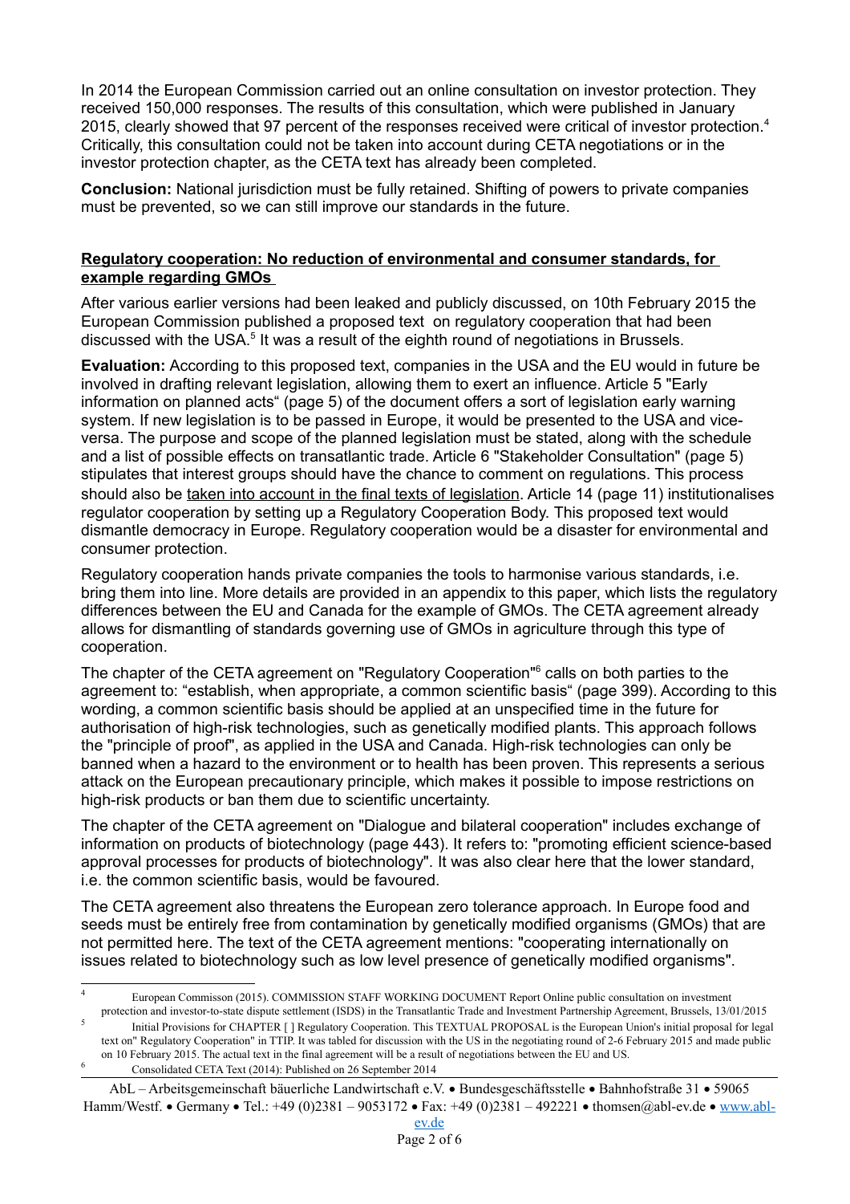In 2014 the European Commission carried out an online consultation on investor protection. They received 150,000 responses. The results of this consultation, which were published in January 2015, clearly showed that 97 percent of the responses received were critical of investor protection.[4] Critically, this consultation could not be taken into account during CETA negotiations or in the investor protection chapter, as the CETA text has already been completed.

**Conclusion:** National jurisdiction must be fully retained. Shifting of powers to private companies must be prevented, so we can still improve our standards in the future.

### Regulatory cooperation: No reduction of environmental and consumer standards, for example regarding GMOs

After various earlier versions had been leaked and publicly discussed, on 10th February 2015 the European Commission published a proposed text on regulatory cooperation that had been discussed with the USA.[5] It was a result of the eighth round of negotiations in Brussels.

**Evaluation:** According to this proposed text, companies in the USA and the EU would in future be involved in drafting relevant legislation, allowing them to exert an influence. Article 5 "Early information on planned acts" (page 5) of the document offers a sort of legislation early warning system. If new legislation is to be passed in Europe, it would be presented to the USA and vice-versa. The purpose and scope of the planned legislation must be stated, along with the schedule and a list of possible effects on transatlantic trade. Article 6 "Stakeholder Consultation" (page 5) stipulates that interest groups should have the chance to comment on regulations. This process should also be taken into account in the final texts of legislation. Article 14 (page 11) institutionalises regulator cooperation by setting up a Regulatory Cooperation Body. This proposed text would dismantle democracy in Europe. Regulatory cooperation would be a disaster for environmental and consumer protection.

Regulatory cooperation hands private companies the tools to harmonise various standards, i.e. bring them into line. More details are provided in an appendix to this paper, which lists the regulatory differences between the EU and Canada for the example of GMOs. The CETA agreement already allows for dismantling of standards governing use of GMOs in agriculture through this type of cooperation.

The chapter of the CETA agreement on "Regulatory Cooperation"[6] calls on both parties to the agreement to: "establish, when appropriate, a common scientific basis" (page 399). According to this wording, a common scientific basis should be applied at an unspecified time in the future for authorisation of high-risk technologies, such as genetically modified plants. This approach follows the "principle of proof", as applied in the USA and Canada. High-risk technologies can only be banned when a hazard to the environment or to health has been proven. This represents a serious attack on the European precautionary principle, which makes it possible to impose restrictions on high-risk products or ban them due to scientific uncertainty.

The chapter of the CETA agreement on "Dialogue and bilateral cooperation" includes exchange of information on products of biotechnology (page 443). It refers to: "promoting efficient science-based approval processes for products of biotechnology". It was also clear here that the lower standard, i.e. the common scientific basis, would be favoured.

The CETA agreement also threatens the European zero tolerance approach. In Europe food and seeds must be entirely free from contamination by genetically modified organisms (GMOs) that are not permitted here. The text of the CETA agreement mentions: "cooperating internationally on issues related to biotechnology such as low level presence of genetically modified organisms".

---

[4] European Commisson (2015). COMMISSION STAFF WORKING DOCUMENT Report Online public consultation on investment protection and investor-to-state dispute settlement (ISDS) in the Transatlantic Trade and Investment Partnership Agreement, Brussels, 13/01/2015

[5] Initial Provisions for CHAPTER [ ] Regulatory Cooperation. This TEXTUAL PROPOSAL is the European Union's initial proposal for legal text on" Regulatory Cooperation" in TTIP. It was tabled for discussion with the US in the negotiating round of 2-6 February 2015 and made public on 10 February 2015. The actual text in the final agreement will be a result of negotiations between the EU and US.

[6] Consolidated CETA Text (2014): Published on 26 September 2014

AbL – Arbeitsgemeinschaft bäuerliche Landwirtschaft e.V. • Bundesgeschäftsstelle • Bahnhofstraße 31 • 59065 Hamm/Westf. • Germany • Tel.: +49 (0)2381 – 9053172 • Fax: +49 (0)2381 – 492221 • thomsen@abl-ev.de • www.abl-ev.de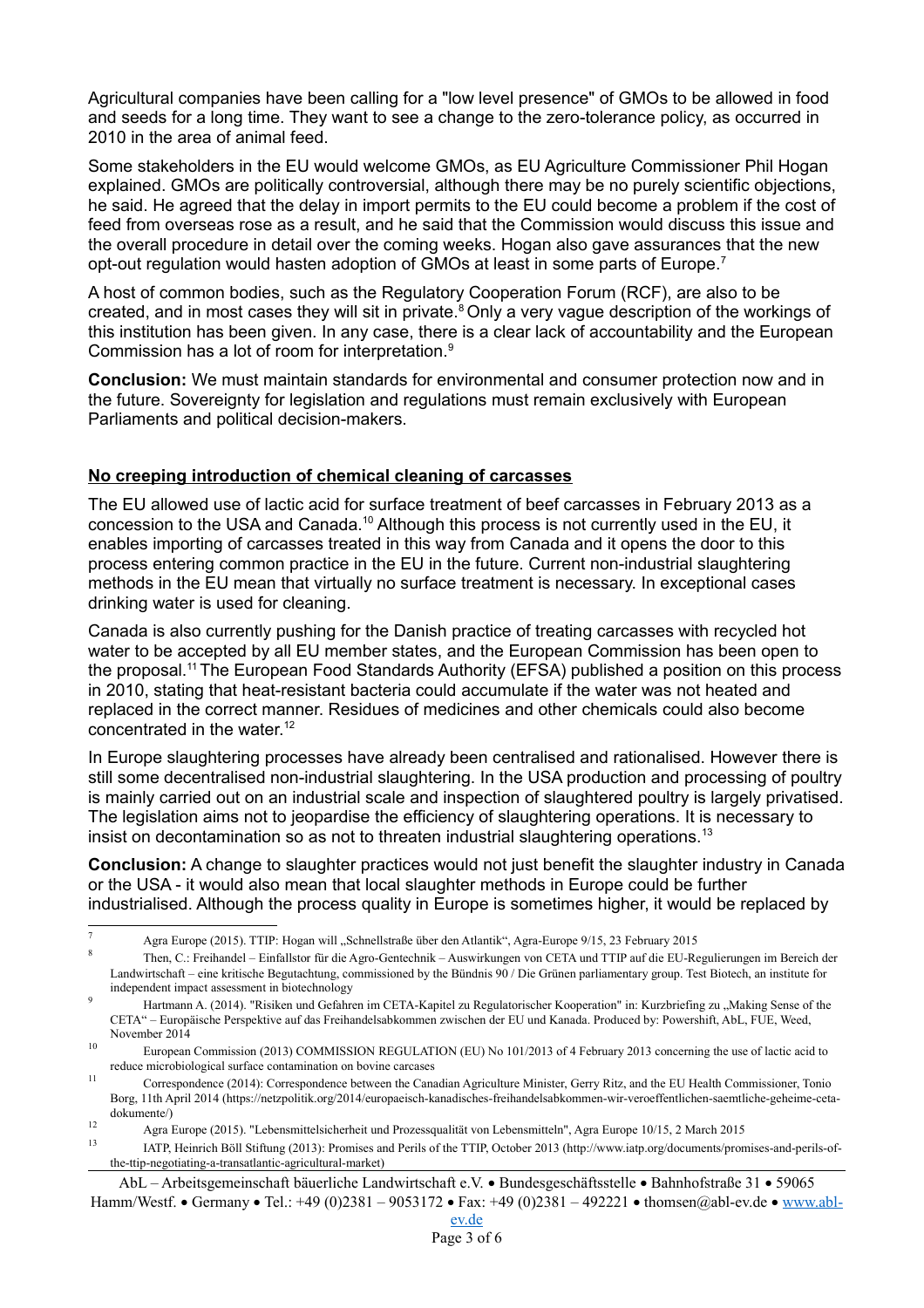Agricultural companies have been calling for a "low level presence" of GMOs to be allowed in food and seeds for a long time. They want to see a change to the zero-tolerance policy, as occurred in 2010 in the area of animal feed.

Some stakeholders in the EU would welcome GMOs, as EU Agriculture Commissioner Phil Hogan explained. GMOs are politically controversial, although there may be no purely scientific objections, he said. He agreed that the delay in import permits to the EU could become a problem if the cost of feed from overseas rose as a result, and he said that the Commission would discuss this issue and the overall procedure in detail over the coming weeks. Hogan also gave assurances that the new opt-out regulation would hasten adoption of GMOs at least in some parts of Europe.[7]

A host of common bodies, such as the Regulatory Cooperation Forum (RCF), are also to be created, and in most cases they will sit in private.[8] Only a very vague description of the workings of this institution has been given. In any case, there is a clear lack of accountability and the European Commission has a lot of room for interpretation.[9]

**Conclusion:** We must maintain standards for environmental and consumer protection now and in the future. Sovereignty for legislation and regulations must remain exclusively with European Parliaments and political decision-makers.

## No creeping introduction of chemical cleaning of carcasses

The EU allowed use of lactic acid for surface treatment of beef carcasses in February 2013 as a concession to the USA and Canada.[10] Although this process is not currently used in the EU, it enables importing of carcasses treated in this way from Canada and it opens the door to this process entering common practice in the EU in the future. Current non-industrial slaughtering methods in the EU mean that virtually no surface treatment is necessary. In exceptional cases drinking water is used for cleaning.

Canada is also currently pushing for the Danish practice of treating carcasses with recycled hot water to be accepted by all EU member states, and the European Commission has been open to the proposal.[11] The European Food Standards Authority (EFSA) published a position on this process in 2010, stating that heat-resistant bacteria could accumulate if the water was not heated and replaced in the correct manner. Residues of medicines and other chemicals could also become concentrated in the water.[12]

In Europe slaughtering processes have already been centralised and rationalised. However there is still some decentralised non-industrial slaughtering. In the USA production and processing of poultry is mainly carried out on an industrial scale and inspection of slaughtered poultry is largely privatised. The legislation aims not to jeopardise the efficiency of slaughtering operations. It is necessary to insist on decontamination so as not to threaten industrial slaughtering operations.[13]

**Conclusion:** A change to slaughter practices would not just benefit the slaughter industry in Canada or the USA - it would also mean that local slaughter methods in Europe could be further industrialised. Although the process quality in Europe is sometimes higher, it would be replaced by

---

[7] Agra Europe (2015). TTIP: Hogan will „Schnellstraße über den Atlantik", Agra-Europe 9/15, 23 February 2015

[8] Then, C.: Freihandel – Einfallstor für die Agro-Gentechnik – Auswirkungen von CETA und TTIP auf die EU-Regulierungen im Bereich der Landwirtschaft – eine kritische Begutachtung, commissioned by the Bündnis 90 / Die Grünen parliamentary group. Test Biotech, an institute for independent impact assessment in biotechnology

[9] Hartmann A. (2014). "Risiken und Gefahren im CETA-Kapitel zu Regulatorischer Kooperation" in: Kurzbriefing zu „Making Sense of the CETA" – Europäische Perspektive auf das Freihandelsabkommen zwischen der EU und Kanada. Produced by: Powershift, AbL, FUE, Weed, November 2014

[10] European Commission (2013) COMMISSION REGULATION (EU) No 101/2013 of 4 February 2013 concerning the use of lactic acid to reduce microbiological surface contamination on bovine carcasses

[11] Correspondence (2014): Correspondence between the Canadian Agriculture Minister, Gerry Ritz, and the EU Health Commissioner, Tonio Borg, 11th April 2014 (https://netzpolitik.org/2014/europaeisch-kanadisches-freihandelsabkommen-wir-veroeffentlichen-saemtliche-geheime-ceta-dokumente/)

[12] Agra Europe (2015). "Lebensmittelsicherheit und Prozessqualität von Lebensmitteln", Agra Europe 10/15, 2 March 2015

[13] IATP, Heinrich Böll Stiftung (2013): Promises and Perils of the TTIP, October 2013 (http://www.iatp.org/documents/promises-and-perils-of-the-ttip-negotiating-a-transatlantic-agricultural-market)

AbL – Arbeitsgemeinschaft bäuerliche Landwirtschaft e.V. • Bundesgeschäftsstelle • Bahnhofstraße 31 • 59065 Hamm/Westf. • Germany • Tel.: +49 (0)2381 – 9053172 • Fax: +49 (0)2381 – 492221 • thomsen@abl-ev.de • www.abl-ev.de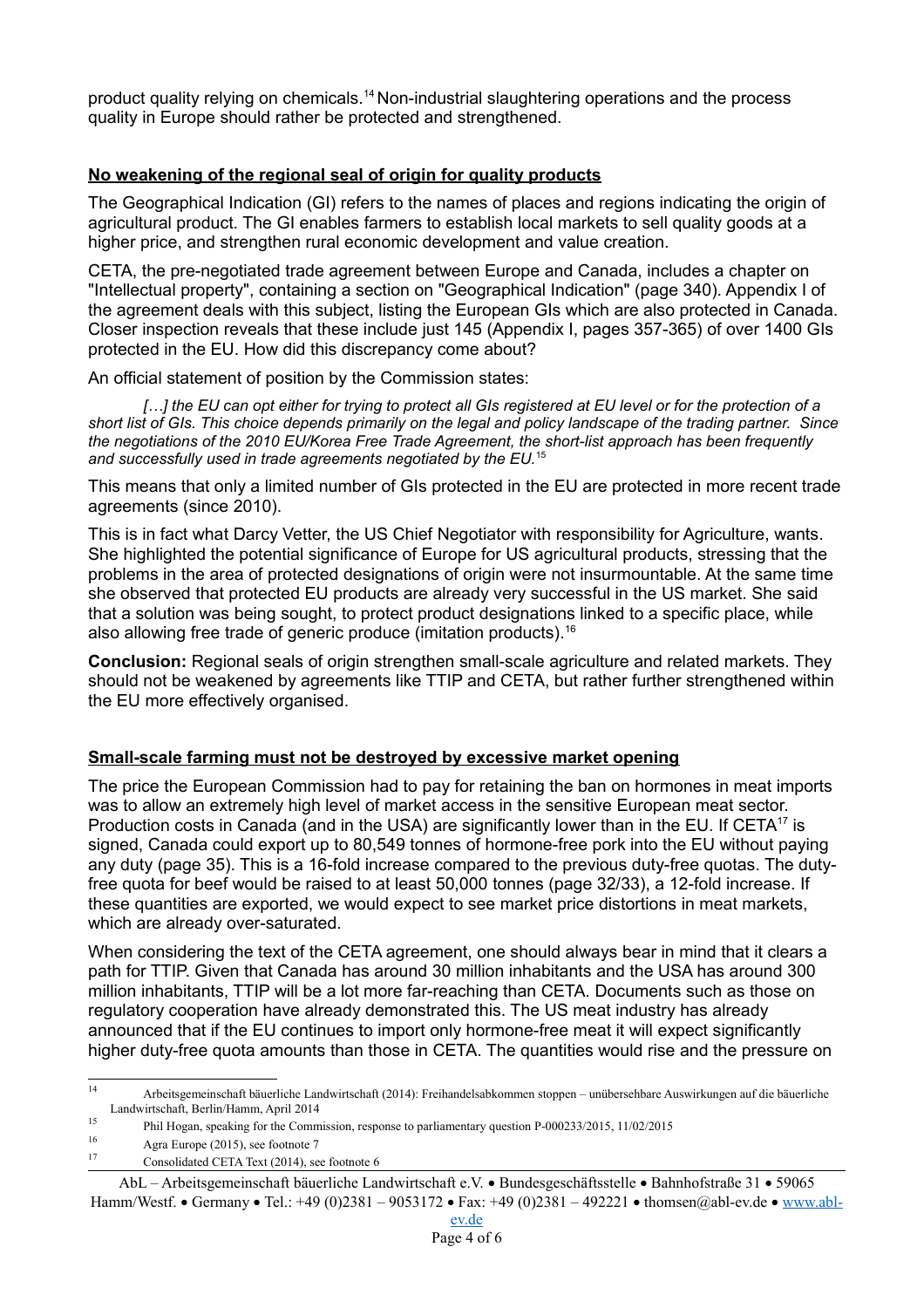product quality relying on chemicals.[14] Non-industrial slaughtering operations and the process quality in Europe should rather be protected and strengthened.

## No weakening of the regional seal of origin for quality products

The Geographical Indication (GI) refers to the names of places and regions indicating the origin of agricultural product. The GI enables farmers to establish local markets to sell quality goods at a higher price, and strengthen rural economic development and value creation.

CETA, the pre-negotiated trade agreement between Europe and Canada, includes a chapter on "Intellectual property", containing a section on "Geographical Indication" (page 340). Appendix I of the agreement deals with this subject, listing the European GIs which are also protected in Canada. Closer inspection reveals that these include just 145 (Appendix I, pages 357-365) of over 1400 GIs protected in the EU. How did this discrepancy come about?

An official statement of position by the Commission states:

> *[…] the EU can opt either for trying to protect all GIs registered at EU level or for the protection of a short list of GIs. This choice depends primarily on the legal and policy landscape of the trading partner. Since the negotiations of the 2010 EU/Korea Free Trade Agreement, the short-list approach has been frequently and successfully used in trade agreements negotiated by the EU.*[15]

This means that only a limited number of GIs protected in the EU are protected in more recent trade agreements (since 2010).

This is in fact what Darcy Vetter, the US Chief Negotiator with responsibility for Agriculture, wants. She highlighted the potential significance of Europe for US agricultural products, stressing that the problems in the area of protected designations of origin were not insurmountable. At the same time she observed that protected EU products are already very successful in the US market. She said that a solution was being sought, to protect product designations linked to a specific place, while also allowing free trade of generic produce (imitation products).[16]

**Conclusion:** Regional seals of origin strengthen small-scale agriculture and related markets. They should not be weakened by agreements like TTIP and CETA, but rather further strengthened within the EU more effectively organised.

## Small-scale farming must not be destroyed by excessive market opening

The price the European Commission had to pay for retaining the ban on hormones in meat imports was to allow an extremely high level of market access in the sensitive European meat sector. Production costs in Canada (and in the USA) are significantly lower than in the EU. If CETA[17] is signed, Canada could export up to 80,549 tonnes of hormone-free pork into the EU without paying any duty (page 35). This is a 16-fold increase compared to the previous duty-free quotas. The duty-free quota for beef would be raised to at least 50,000 tonnes (page 32/33), a 12-fold increase. If these quantities are exported, we would expect to see market price distortions in meat markets, which are already over-saturated.

When considering the text of the CETA agreement, one should always bear in mind that it clears a path for TTIP. Given that Canada has around 30 million inhabitants and the USA has around 300 million inhabitants, TTIP will be a lot more far-reaching than CETA. Documents such as those on regulatory cooperation have already demonstrated this. The US meat industry has already announced that if the EU continues to import only hormone-free meat it will expect significantly higher duty-free quota amounts than those in CETA. The quantities would rise and the pressure on

---

[14] Arbeitsgemeinschaft bäuerliche Landwirtschaft (2014): Freihandelsabkommen stoppen – unübersehbare Auswirkungen auf die bäuerliche Landwirtschaft, Berlin/Hamm, April 2014

[15] Phil Hogan, speaking for the Commission, response to parliamentary question P-000233/2015, 11/02/2015

[16] Agra Europe (2015), see footnote 7

[17] Consolidated CETA Text (2014), see footnote 6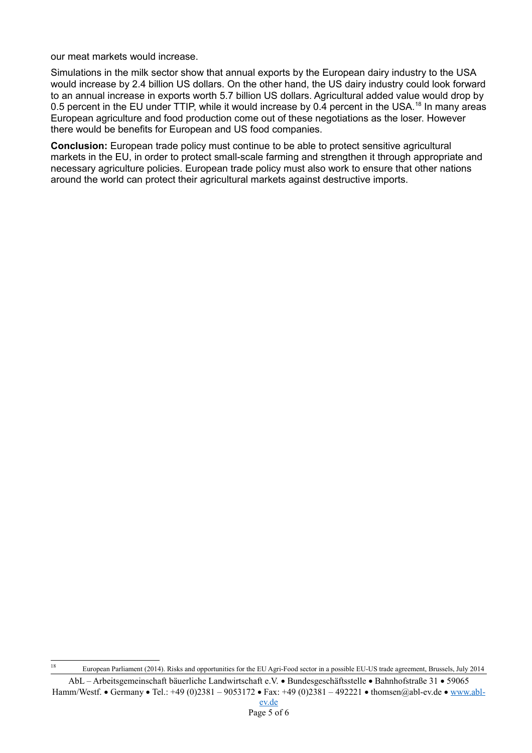our meat markets would increase.

Simulations in the milk sector show that annual exports by the European dairy industry to the USA would increase by 2.4 billion US dollars. On the other hand, the US dairy industry could look forward to an annual increase in exports worth 5.7 billion US dollars. Agricultural added value would drop by 0.5 percent in the EU under TTIP, while it would increase by 0.4 percent in the USA.[18] In many areas European agriculture and food production come out of these negotiations as the loser. However there would be benefits for European and US food companies.

**Conclusion:** European trade policy must continue to be able to protect sensitive agricultural markets in the EU, in order to protect small-scale farming and strengthen it through appropriate and necessary agriculture policies. European trade policy must also work to ensure that other nations around the world can protect their agricultural markets against destructive imports.

---

[18] European Parliament (2014). Risks and opportunities for the EU Agri-Food sector in a possible EU-US trade agreement, Brussels, July 2014

AbL – Arbeitsgemeinschaft bäuerliche Landwirtschaft e.V. • Bundesgeschäftsstelle • Bahnhofstraße 31 • 59065 Hamm/Westf. • Germany • Tel.: +49 (0)2381 – 9053172 • Fax: +49 (0)2381 – 492221 • thomsen@abl-ev.de • www.abl-ev.de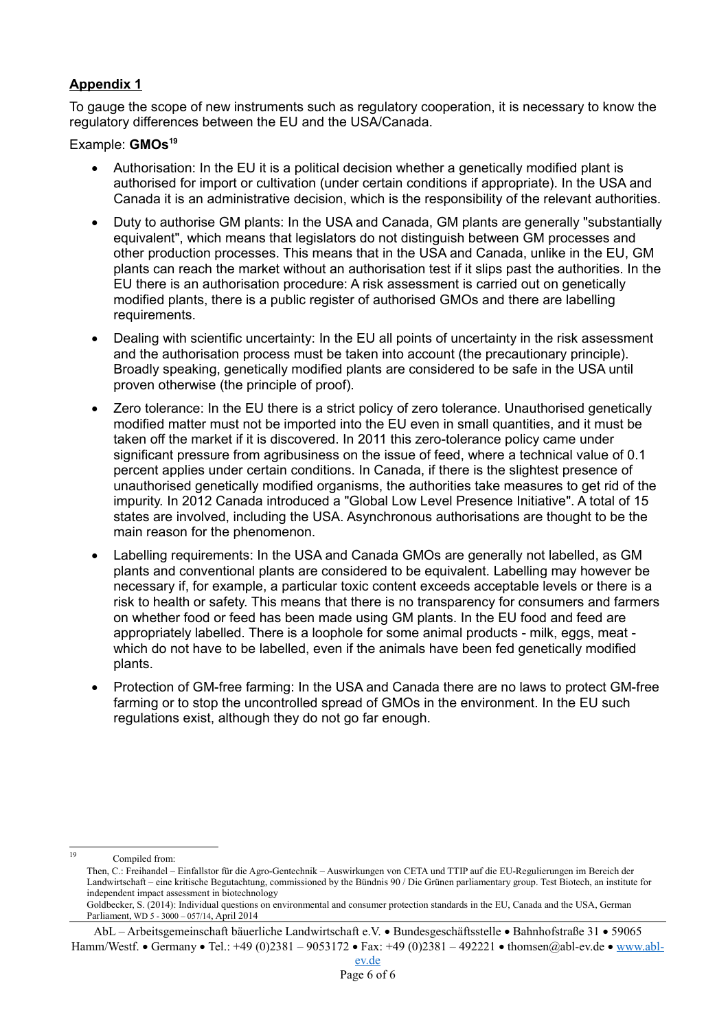**Appendix 1**

To gauge the scope of new instruments such as regulatory cooperation, it is necessary to know the regulatory differences between the EU and the USA/Canada.

Example: **GMOs**[19]

- Authorisation: In the EU it is a political decision whether a genetically modified plant is authorised for import or cultivation (under certain conditions if appropriate). In the USA and Canada it is an administrative decision, which is the responsibility of the relevant authorities.
- Duty to authorise GM plants: In the USA and Canada, GM plants are generally "substantially equivalent", which means that legislators do not distinguish between GM processes and other production processes. This means that in the USA and Canada, unlike in the EU, GM plants can reach the market without an authorisation test if it slips past the authorities. In the EU there is an authorisation procedure: A risk assessment is carried out on genetically modified plants, there is a public register of authorised GMOs and there are labelling requirements.
- Dealing with scientific uncertainty: In the EU all points of uncertainty in the risk assessment and the authorisation process must be taken into account (the precautionary principle). Broadly speaking, genetically modified plants are considered to be safe in the USA until proven otherwise (the principle of proof).
- Zero tolerance: In the EU there is a strict policy of zero tolerance. Unauthorised genetically modified matter must not be imported into the EU even in small quantities, and it must be taken off the market if it is discovered. In 2011 this zero-tolerance policy came under significant pressure from agribusiness on the issue of feed, where a technical value of 0.1 percent applies under certain conditions. In Canada, if there is the slightest presence of unauthorised genetically modified organisms, the authorities take measures to get rid of the impurity. In 2012 Canada introduced a "Global Low Level Presence Initiative". A total of 15 states are involved, including the USA. Asynchronous authorisations are thought to be the main reason for the phenomenon.
- Labelling requirements: In the USA and Canada GMOs are generally not labelled, as GM plants and conventional plants are considered to be equivalent. Labelling may however be necessary if, for example, a particular toxic content exceeds acceptable levels or there is a risk to health or safety. This means that there is no transparency for consumers and farmers on whether food or feed has been made using GM plants. In the EU food and feed are appropriately labelled. There is a loophole for some animal products - milk, eggs, meat - which do not have to be labelled, even if the animals have been fed genetically modified plants.
- Protection of GM-free farming: In the USA and Canada there are no laws to protect GM-free farming or to stop the uncontrolled spread of GMOs in the environment. In the EU such regulations exist, although they do not go far enough.

---

[19] Compiled from:
Then, C.: Freihandel – Einfallstor für die Agro-Gentechnik – Auswirkungen von CETA und TTIP auf die EU-Regulierungen im Bereich der Landwirtschaft – eine kritische Begutachtung, commissioned by the Bündnis 90 / Die Grünen parliamentary group. Test Biotech, an institute for independent impact assessment in biotechnology
Goldbecker, S. (2014): Individual questions on environmental and consumer protection standards in the EU, Canada and the USA, German Parliament, WD 5 - 3000 – 057/14, April 2014

AbL – Arbeitsgemeinschaft bäuerliche Landwirtschaft e.V. • Bundesgeschäftsstelle • Bahnhofstraße 31 • 59065 Hamm/Westf. • Germany • Tel.: +49 (0)2381 – 9053172 • Fax: +49 (0)2381 – 492221 • thomsen@abl-ev.de • www.abl-ev.de